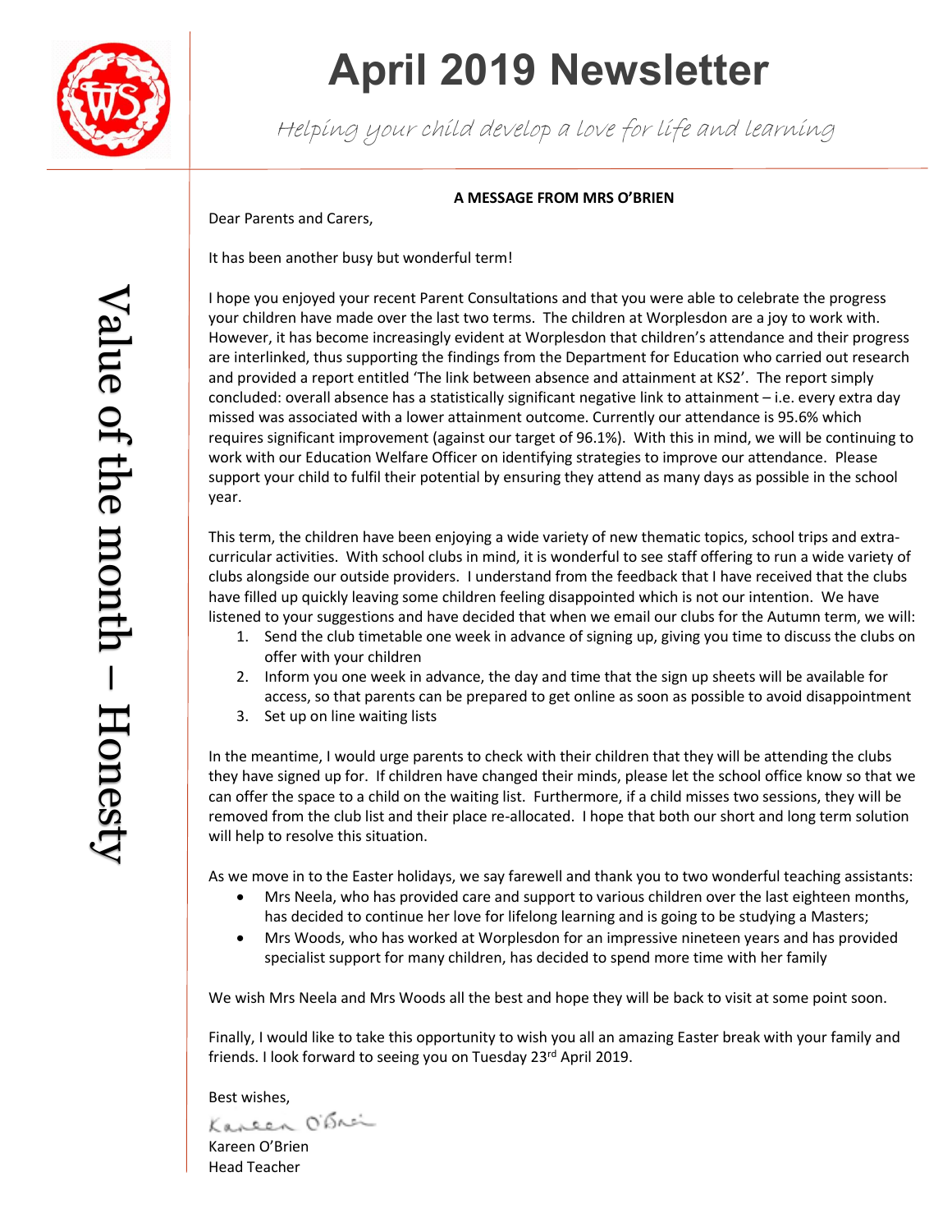# April 2019 Newsletter

*Helping your child develop a love for life and learning*

Value of the month – Honesty

**A MESSAGE FROM MRS O'BRIEN**

Dear Parents and Carers,

It has been another busy but wonderful term!

I hope you enjoyed your recent Parent Consultations and that you were able to celebrate the progress your children have made over the last two terms. The children at Worplesdon are a joy to work with. However, it has become increasingly evident at Worplesdon that children's attendance and their progress are interlinked, thus supporting the findings from the Department for Education who carried out research and provided a report entitled 'The link between absence and attainment at KS2'. The report simply concluded: overall absence has a statistically significant negative link to attainment – i.e. every extra day missed was associated with a lower attainment outcome. Currently our attendance is 95.6% which requires significant improvement (against our target of 96.1%). With this in mind, we will be continuing to work with our Education Welfare Officer on identifying strategies to improve our attendance. Please support your child to fulfil their potential by ensuring they attend as many days as possible in the school year.

This term, the children have been enjoying a wide variety of new thematic topics, school trips and extra-curricular activities. With school clubs in mind, it is wonderful to see staff offering to run a wide variety of clubs alongside our outside providers. I understand from the feedback that I have received that the clubs have filled up quickly leaving some children feeling disappointed which is not our intention. We have listened to your suggestions and have decided that when we email our clubs for the Autumn term, we will:

1. Send the club timetable one week in advance of signing up, giving you time to discuss the clubs on offer with your children
2. Inform you one week in advance, the day and time that the sign up sheets will be available for access, so that parents can be prepared to get online as soon as possible to avoid disappointment
3. Set up on line waiting lists

In the meantime, I would urge parents to check with their children that they will be attending the clubs they have signed up for. If children have changed their minds, please let the school office know so that we can offer the space to a child on the waiting list. Furthermore, if a child misses two sessions, they will be removed from the club list and their place re-allocated. I hope that both our short and long term solution will help to resolve this situation.

As we move in to the Easter holidays, we say farewell and thank you to two wonderful teaching assistants:

- Mrs Neela, who has provided care and support to various children over the last eighteen months, has decided to continue her love for lifelong learning and is going to be studying a Masters;
- Mrs Woods, who has worked at Worplesdon for an impressive nineteen years and has provided specialist support for many children, has decided to spend more time with her family

We wish Mrs Neela and Mrs Woods all the best and hope they will be back to visit at some point soon.

Finally, I would like to take this opportunity to wish you all an amazing Easter break with your family and friends. I look forward to seeing you on Tuesday 23rd April 2019.

Best wishes,

*Kareen O'Brien*

Kareen O'Brien
Head Teacher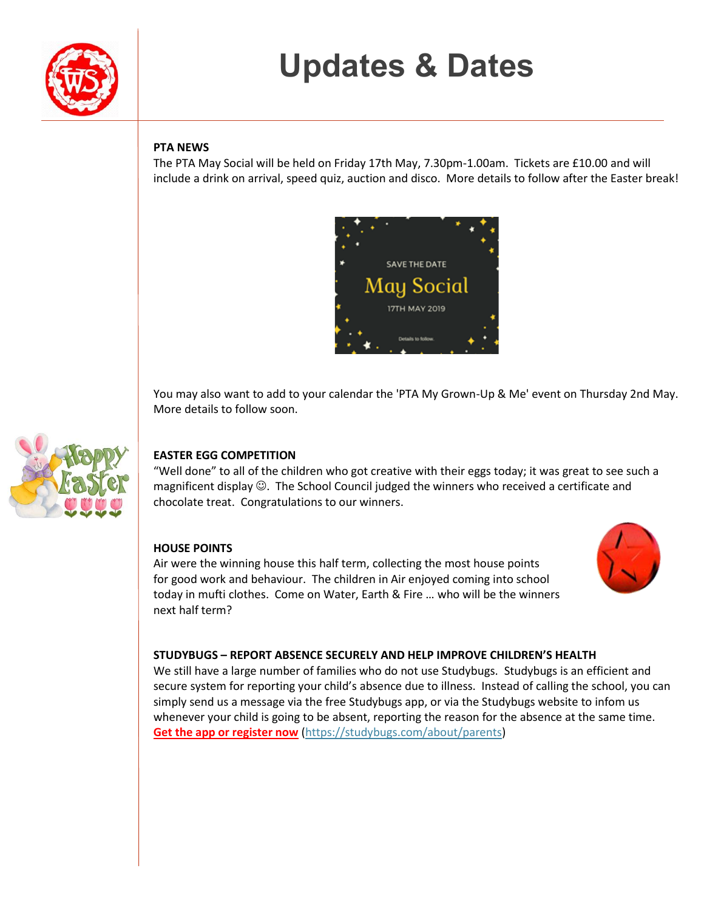# Updates & Dates

**PTA NEWS**

The PTA May Social will be held on Friday 17th May, 7.30pm-1.00am. Tickets are £10.00 and will include a drink on arrival, speed quiz, auction and disco. More details to follow after the Easter break!

SAVE THE DATE

May Social

17TH MAY 2019

Details to follow.

You may also want to add to your calendar the 'PTA My Grown-Up & Me' event on Thursday 2nd May. More details to follow soon.

**EASTER EGG COMPETITION**

"Well done" to all of the children who got creative with their eggs today; it was great to see such a magnificent display ☺. The School Council judged the winners who received a certificate and chocolate treat. Congratulations to our winners.

**HOUSE POINTS**

Air were the winning house this half term, collecting the most house points for good work and behaviour. The children in Air enjoyed coming into school today in mufti clothes. Come on Water, Earth & Fire … who will be the winners next half term?

**STUDYBUGS – REPORT ABSENCE SECURELY AND HELP IMPROVE CHILDREN'S HEALTH**

We still have a large number of families who do not use Studybugs. Studybugs is an efficient and secure system for reporting your child's absence due to illness. Instead of calling the school, you can simply send us a message via the free Studybugs app, or via the Studybugs website to infom us whenever your child is going to be absent, reporting the reason for the absence at the same time. **Get the app or register now** (https://studybugs.com/about/parents)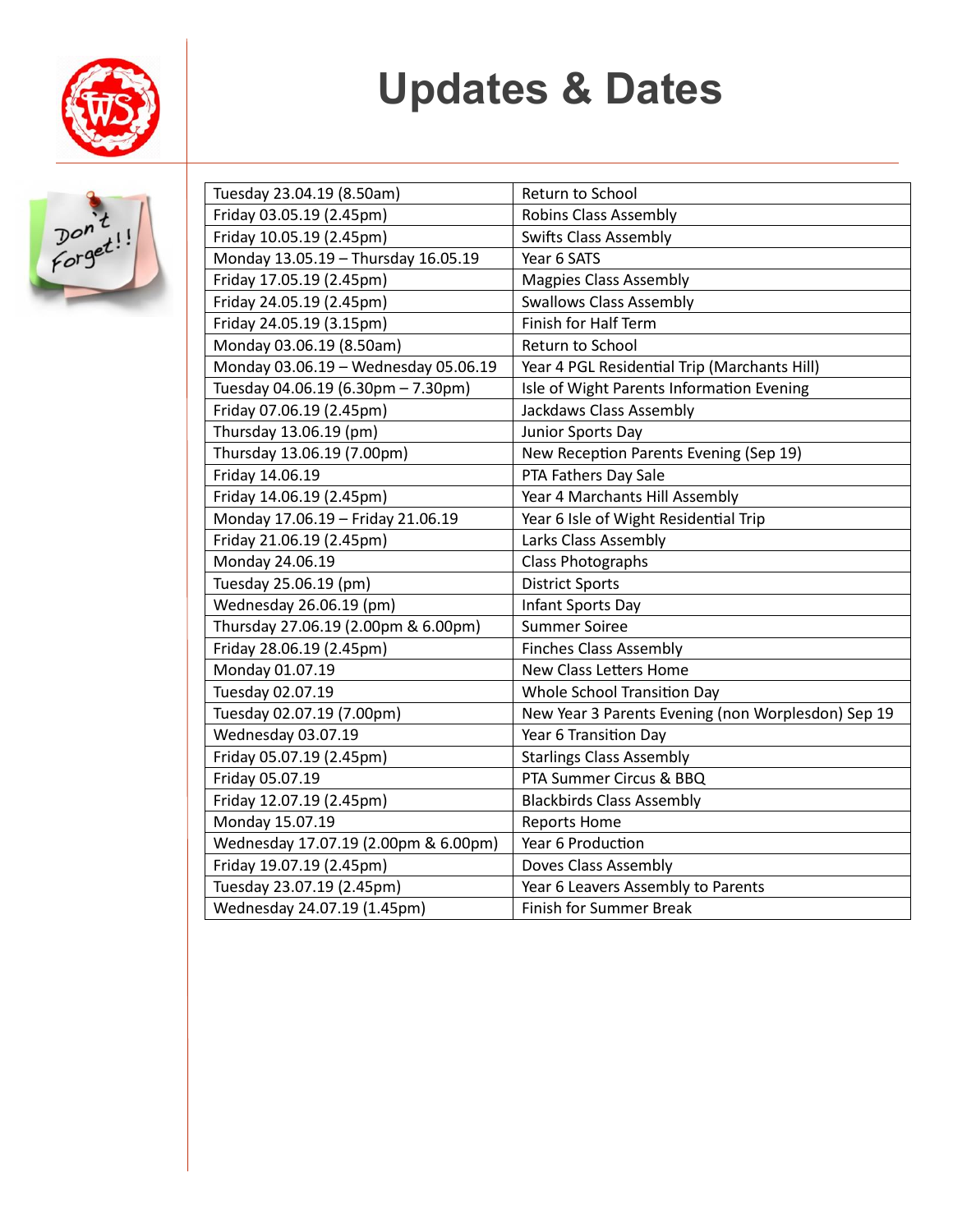# Updates & Dates

| | |
|---|---|
| Tuesday 23.04.19 (8.50am) | Return to School |
| Friday 03.05.19 (2.45pm) | Robins Class Assembly |
| Friday 10.05.19 (2.45pm) | Swifts Class Assembly |
| Monday 13.05.19 – Thursday 16.05.19 | Year 6 SATS |
| Friday 17.05.19 (2.45pm) | Magpies Class Assembly |
| Friday 24.05.19 (2.45pm) | Swallows Class Assembly |
| Friday 24.05.19 (3.15pm) | Finish for Half Term |
| Monday 03.06.19 (8.50am) | Return to School |
| Monday 03.06.19 – Wednesday 05.06.19 | Year 4 PGL Residential Trip (Marchants Hill) |
| Tuesday 04.06.19 (6.30pm – 7.30pm) | Isle of Wight Parents Information Evening |
| Friday 07.06.19 (2.45pm) | Jackdaws Class Assembly |
| Thursday 13.06.19 (pm) | Junior Sports Day |
| Thursday 13.06.19 (7.00pm) | New Reception Parents Evening (Sep 19) |
| Friday 14.06.19 | PTA Fathers Day Sale |
| Friday 14.06.19 (2.45pm) | Year 4 Marchants Hill Assembly |
| Monday 17.06.19 – Friday 21.06.19 | Year 6 Isle of Wight Residential Trip |
| Friday 21.06.19 (2.45pm) | Larks Class Assembly |
| Monday 24.06.19 | Class Photographs |
| Tuesday 25.06.19 (pm) | District Sports |
| Wednesday 26.06.19 (pm) | Infant Sports Day |
| Thursday 27.06.19 (2.00pm & 6.00pm) | Summer Soiree |
| Friday 28.06.19 (2.45pm) | Finches Class Assembly |
| Monday 01.07.19 | New Class Letters Home |
| Tuesday 02.07.19 | Whole School Transition Day |
| Tuesday 02.07.19 (7.00pm) | New Year 3 Parents Evening (non Worplesdon) Sep 19 |
| Wednesday 03.07.19 | Year 6 Transition Day |
| Friday 05.07.19 (2.45pm) | Starlings Class Assembly |
| Friday 05.07.19 | PTA Summer Circus & BBQ |
| Friday 12.07.19 (2.45pm) | Blackbirds Class Assembly |
| Monday 15.07.19 | Reports Home |
| Wednesday 17.07.19 (2.00pm & 6.00pm) | Year 6 Production |
| Friday 19.07.19 (2.45pm) | Doves Class Assembly |
| Tuesday 23.07.19 (2.45pm) | Year 6 Leavers Assembly to Parents |
| Wednesday 24.07.19 (1.45pm) | Finish for Summer Break |